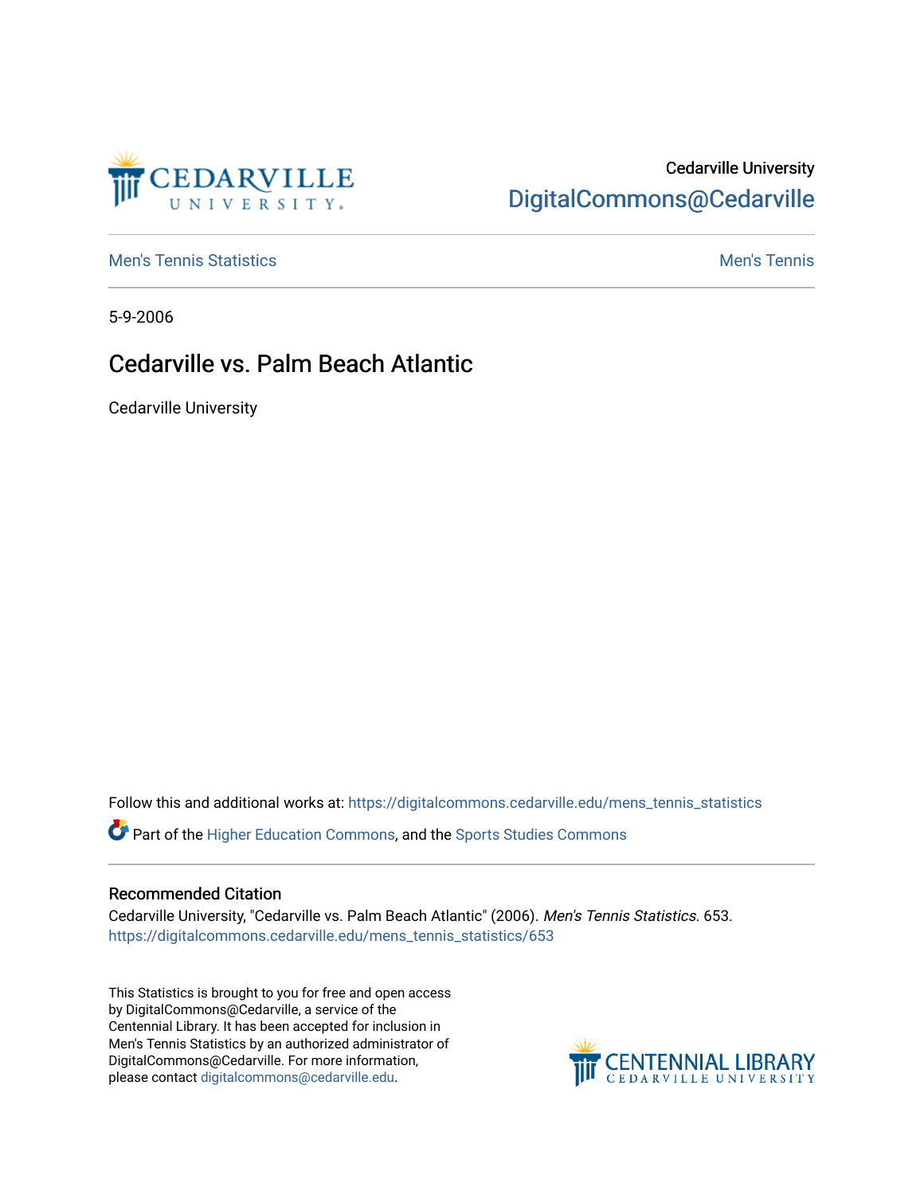Cedarville University
DigitalCommons@Cedarville

Men's Tennis Statistics | Men's Tennis

5-9-2006

# Cedarville vs. Palm Beach Atlantic

Cedarville University

Follow this and additional works at: https://digitalcommons.cedarville.edu/mens_tennis_statistics

Part of the Higher Education Commons, and the Sports Studies Commons

## Recommended Citation

Cedarville University, "Cedarville vs. Palm Beach Atlantic" (2006). *Men's Tennis Statistics*. 653.
https://digitalcommons.cedarville.edu/mens_tennis_statistics/653

This Statistics is brought to you for free and open access by DigitalCommons@Cedarville, a service of the Centennial Library. It has been accepted for inclusion in Men's Tennis Statistics by an authorized administrator of DigitalCommons@Cedarville. For more information, please contact digitalcommons@cedarville.edu.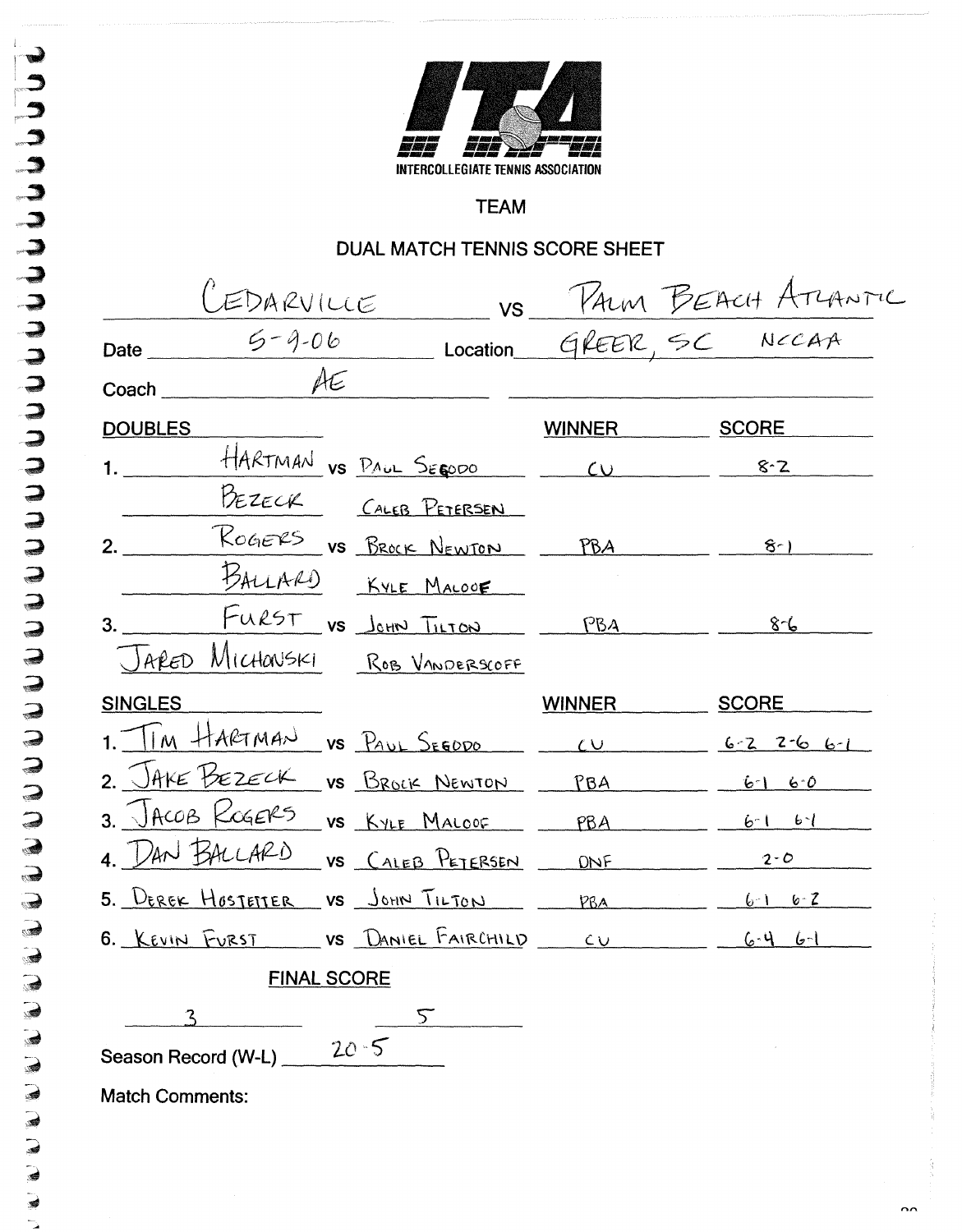INTERCOLLEGIATE TENNIS ASSOCIATION

TEAM

DUAL MATCH TENNIS SCORE SHEET

CEDARVILLE VS PALM BEACH ATLANTIC

Date 5-9-06 Location GREER, SC NCCAA

Coach AE

| DOUBLES | | VS | | WINNER | SCORE |
|---|---|---|---|---|---|
| 1. | HARTMAN / BEZECK | vs | PAUL SEGODO / CALEB PETERSEN | CU | 8-2 |
| 2. | ROGERS / BALLARD | vs | BROCK NEWTON / KYLE MALOOF | PBA | 8-1 |
| 3. | FURST / JARED MICHONSKI | vs | JOHN TILTON / ROB VANDERSCOFF | PBA | 8-6 |

| SINGLES | | VS | | WINNER | SCORE |
|---|---|---|---|---|---|
| 1. | TIM HARTMAN | vs | PAUL SEGODO | CU | 6-2 2-6 6-1 |
| 2. | JAKE BEZECK | vs | BROCK NEWTON | PBA | 6-1 6-0 |
| 3. | JACOB ROGERS | vs | KYLE MALOOF | PBA | 6-1 6-1 |
| 4. | DAN BALLARD | vs | CALEB PETERSEN | DNF | 2-0 |
| 5. | DEREK HOSTETTER | vs | JOHN TILTON | PBA | 6-1 6-2 |
| 6. | KEVIN FURST | vs | DANIEL FAIRCHILD | CU | 6-4 6-1 |

FINAL SCORE

3 5

Season Record (W-L) 20-5

Match Comments: